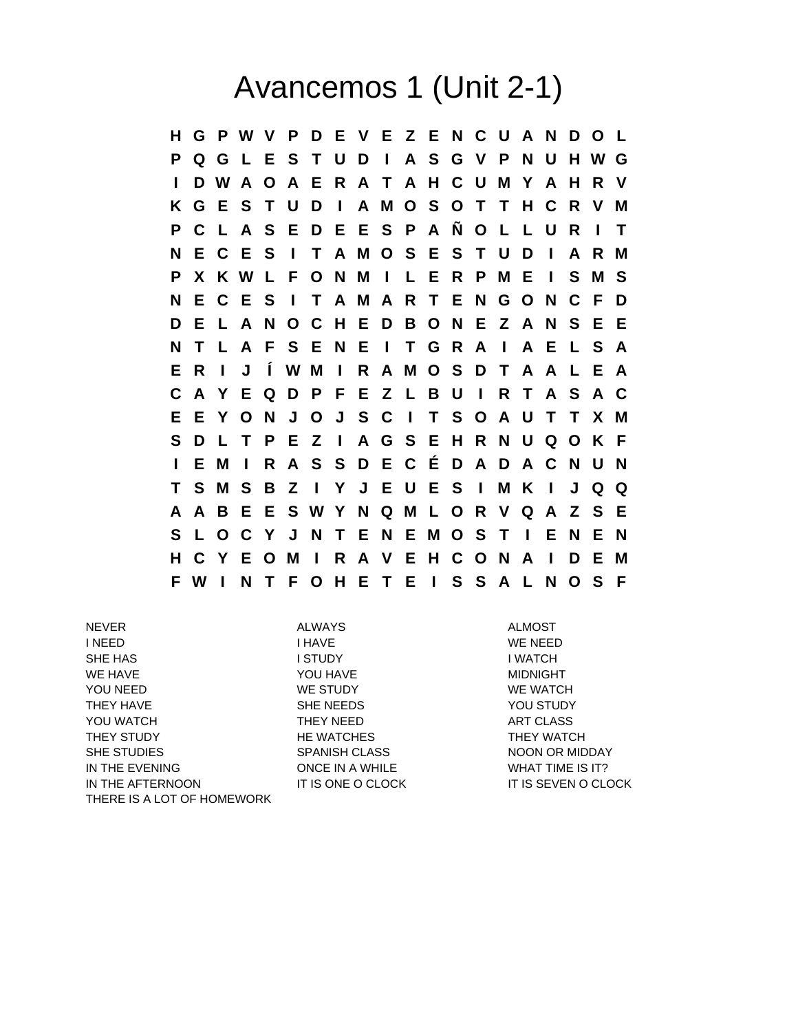# Avancemos 1 (Unit 2-1)

```
H G P W V P D E V E Z E N C U A N D O L
P Q G L E S T U D I A S G V P N U H W G
I D W A O A E R A T A H C U M Y A H R V
K G E S T U D I A M O S O T T H C R V M
P C L A S E D E E S P A Ñ O L L U R I T
N E C E S I T A M O S E S T U D I A R M
P X K W L F O N M I L E R P M E I S M S
N E C E S I T A M A R T E N G O N C F D
D E L A N O C H E D B O N E Z A N S E E
N T L A F S E N E I T G R A I A E L S A
E R I J Í W M I R A M O S D T A A L E A
C A Y E Q D P F E Z L B U I R T A S A C
E E Y O N J O J S C I T S O A U T T X M
S D L T P E Z I A G S E H R N U Q O K F
I E M I R A S S D E C É D A D A C N U N
T S M S B Z I Y J E U E S I M K I J Q Q
A A B E E S W Y N Q M L O R V Q A Z S E
S L O C Y J N T E N E M O S T I E N E N
H C Y E O M I R A V E H C O N A I D E M
F W I N T F O H E T E I S S A L N O S F
```

| | | |
|---|---|---|
| NEVER | ALWAYS | ALMOST |
| I NEED | I HAVE | WE NEED |
| SHE HAS | I STUDY | I WATCH |
| WE HAVE | YOU HAVE | MIDNIGHT |
| YOU NEED | WE STUDY | WE WATCH |
| THEY HAVE | SHE NEEDS | YOU STUDY |
| YOU WATCH | THEY NEED | ART CLASS |
| THEY STUDY | HE WATCHES | THEY WATCH |
| SHE STUDIES | SPANISH CLASS | NOON OR MIDDAY |
| IN THE EVENING | ONCE IN A WHILE | WHAT TIME IS IT? |
| IN THE AFTERNOON | IT IS ONE O CLOCK | IT IS SEVEN O CLOCK |
| THERE IS A LOT OF HOMEWORK | | |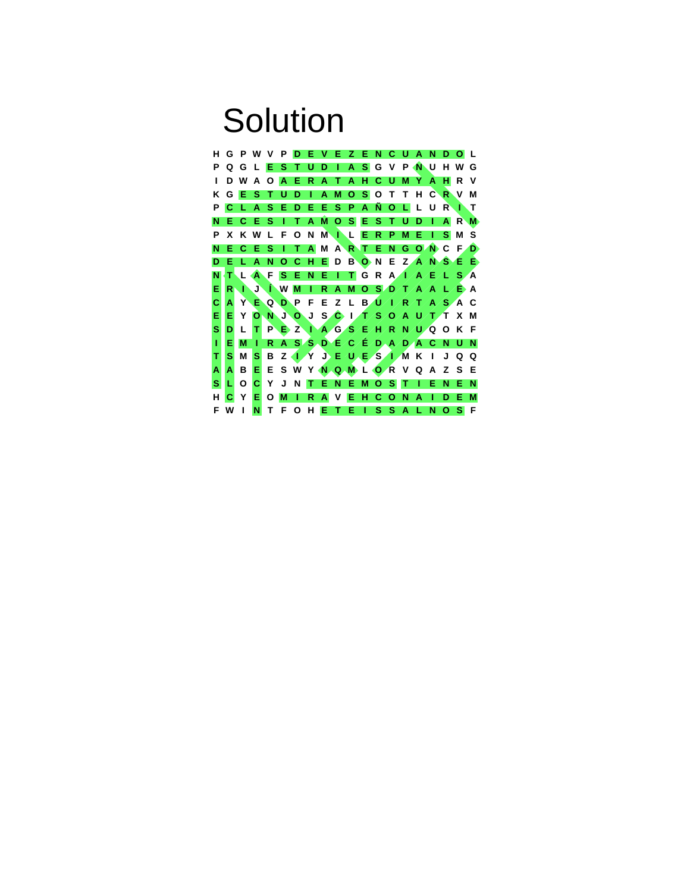# Solution

```
H G P W V P D E V E Z E N C U A N D O L
P Q G L E S T U D I A S G V P N U H W G
I D W A O A E R A T A H C U M Y A H R V
K G E S T U D I A M O S O T T H C R V M
P C L A S E D E E S P A Ñ O L L U R I T
N E C E S I T A M O S E S T U D I A R M
P X K W L F O N M I L E R P M E I S M S
N E C E S I T A M A R T E N G O Ñ C F D
D E L A N O C H E D B O N E Z A N S E E
N T L A F S E N E I T G R A I A E L S A
E R I J Í W M I R A M O S D T A A L E A
C A Y E Q D P F E Z L B U I R T A S A C
E E Y O N J O J S C I T S O A U T T X M
S D L T P E Z I A G S E H R N U Q O K F
I E M I R A S S D E C É D A D A C N U N
T S M S B Z I Y J E U E S I M K I J Q Q
A A B E E S W Y N Q M L O R V Q A Z S E
S L O C Y J N T E N E M O S T I E N E N
H C Y E O M I R A V E H C O N A I D E M
F W I N T F O H E T E I S S A L N O S F
```